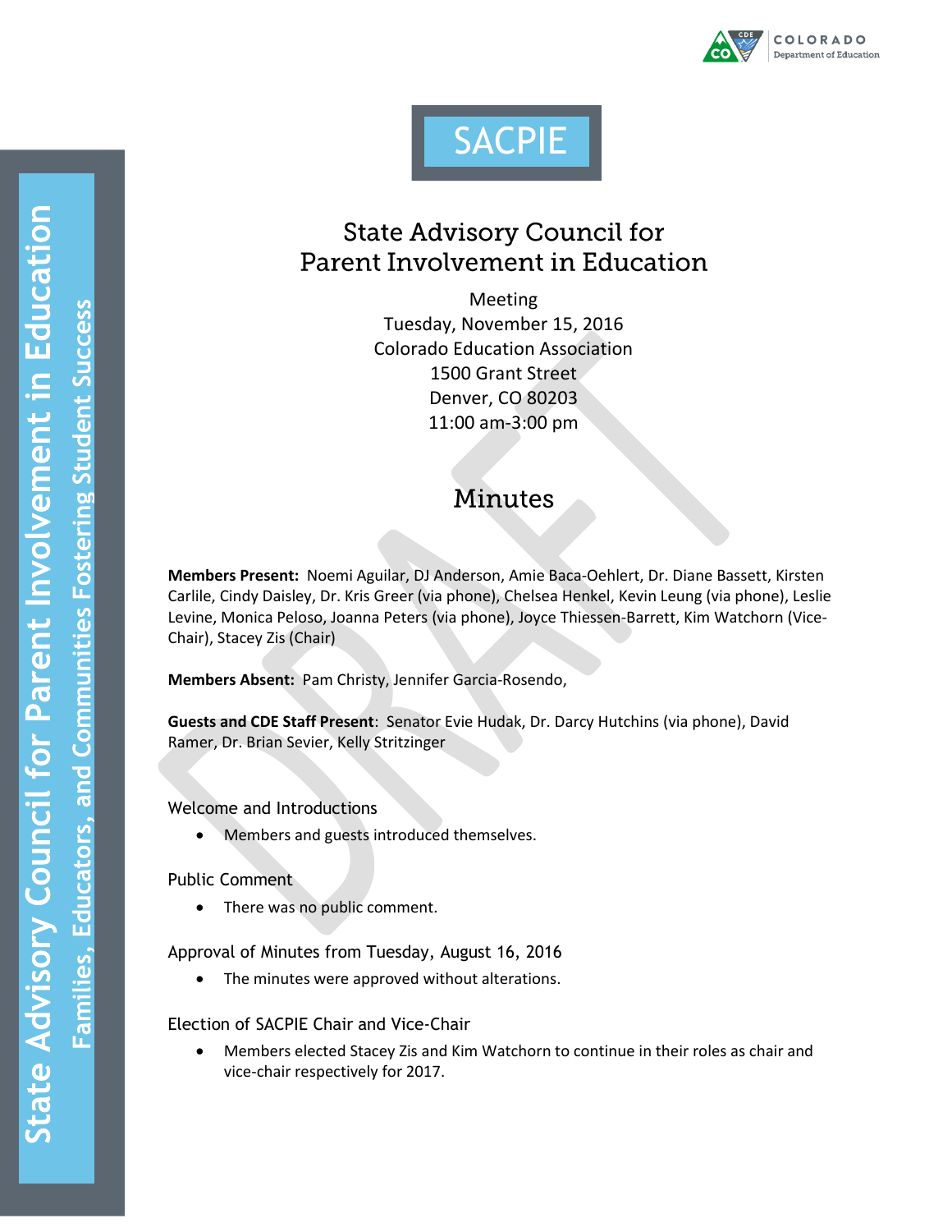# SACPIE

## State Advisory Council for Parent Involvement in Education

Meeting
Tuesday, November 15, 2016
Colorado Education Association
1500 Grant Street
Denver, CO 80203
11:00 am-3:00 pm

## Minutes

**Members Present:** Noemi Aguilar, DJ Anderson, Amie Baca-Oehlert, Dr. Diane Bassett, Kirsten Carlile, Cindy Daisley, Dr. Kris Greer (via phone), Chelsea Henkel, Kevin Leung (via phone), Leslie Levine, Monica Peloso, Joanna Peters (via phone), Joyce Thiessen-Barrett, Kim Watchorn (Vice-Chair), Stacey Zis (Chair)

**Members Absent:** Pam Christy, Jennifer Garcia-Rosendo,

**Guests and CDE Staff Present**: Senator Evie Hudak, Dr. Darcy Hutchins (via phone), David Ramer, Dr. Brian Sevier, Kelly Stritzinger

### Welcome and Introductions

- Members and guests introduced themselves.

### Public Comment

- There was no public comment.

### Approval of Minutes from Tuesday, August 16, 2016

- The minutes were approved without alterations.

### Election of SACPIE Chair and Vice-Chair

- Members elected Stacey Zis and Kim Watchorn to continue in their roles as chair and vice-chair respectively for 2017.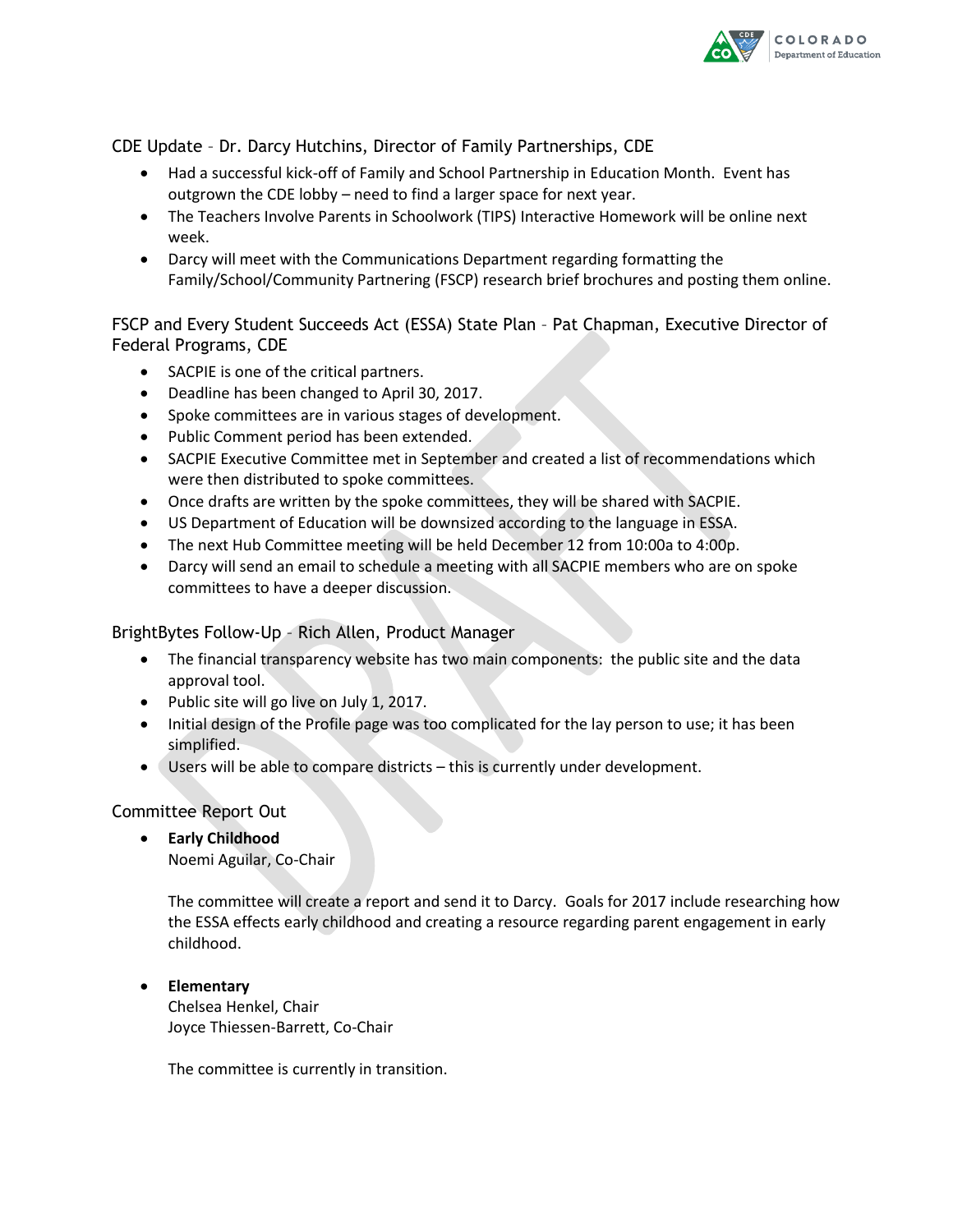## CDE Update – Dr. Darcy Hutchins, Director of Family Partnerships, CDE

- Had a successful kick-off of Family and School Partnership in Education Month. Event has outgrown the CDE lobby – need to find a larger space for next year.
- The Teachers Involve Parents in Schoolwork (TIPS) Interactive Homework will be online next week.
- Darcy will meet with the Communications Department regarding formatting the Family/School/Community Partnering (FSCP) research brief brochures and posting them online.

## FSCP and Every Student Succeeds Act (ESSA) State Plan – Pat Chapman, Executive Director of Federal Programs, CDE

- SACPIE is one of the critical partners.
- Deadline has been changed to April 30, 2017.
- Spoke committees are in various stages of development.
- Public Comment period has been extended.
- SACPIE Executive Committee met in September and created a list of recommendations which were then distributed to spoke committees.
- Once drafts are written by the spoke committees, they will be shared with SACPIE.
- US Department of Education will be downsized according to the language in ESSA.
- The next Hub Committee meeting will be held December 12 from 10:00a to 4:00p.
- Darcy will send an email to schedule a meeting with all SACPIE members who are on spoke committees to have a deeper discussion.

## BrightBytes Follow-Up – Rich Allen, Product Manager

- The financial transparency website has two main components: the public site and the data approval tool.
- Public site will go live on July 1, 2017.
- Initial design of the Profile page was too complicated for the lay person to use; it has been simplified.
- Users will be able to compare districts – this is currently under development.

## Committee Report Out

- **Early Childhood**
  Noemi Aguilar, Co-Chair

  The committee will create a report and send it to Darcy. Goals for 2017 include researching how the ESSA effects early childhood and creating a resource regarding parent engagement in early childhood.

- **Elementary**
  Chelsea Henkel, Chair
  Joyce Thiessen-Barrett, Co-Chair

  The committee is currently in transition.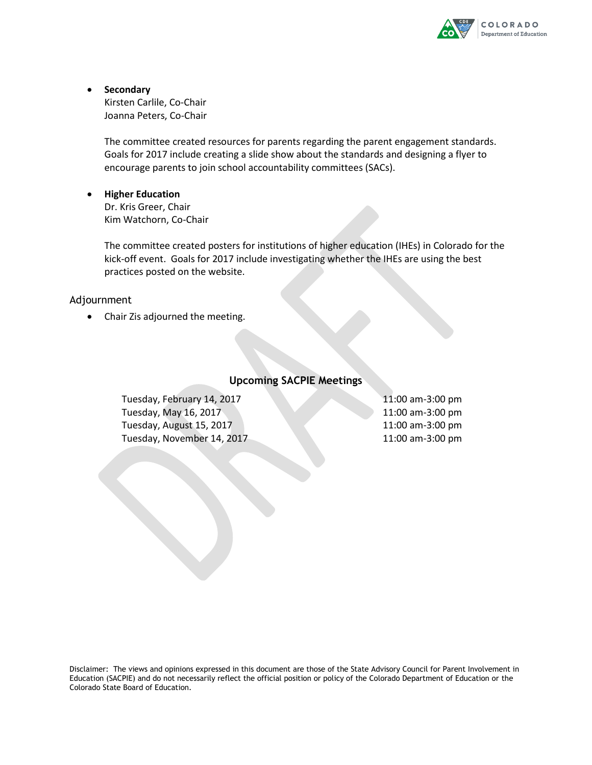- **Secondary**
  Kirsten Carlile, Co-Chair
  Joanna Peters, Co-Chair

  The committee created resources for parents regarding the parent engagement standards. Goals for 2017 include creating a slide show about the standards and designing a flyer to encourage parents to join school accountability committees (SACs).

- **Higher Education**
  Dr. Kris Greer, Chair
  Kim Watchorn, Co-Chair

  The committee created posters for institutions of higher education (IHEs) in Colorado for the kick-off event. Goals for 2017 include investigating whether the IHEs are using the best practices posted on the website.

## Adjournment

- Chair Zis adjourned the meeting.

### Upcoming SACPIE Meetings

| | |
|---|---|
| Tuesday, February 14, 2017 | 11:00 am-3:00 pm |
| Tuesday, May 16, 2017 | 11:00 am-3:00 pm |
| Tuesday, August 15, 2017 | 11:00 am-3:00 pm |
| Tuesday, November 14, 2017 | 11:00 am-3:00 pm |

Disclaimer: The views and opinions expressed in this document are those of the State Advisory Council for Parent Involvement in Education (SACPIE) and do not necessarily reflect the official position or policy of the Colorado Department of Education or the Colorado State Board of Education.